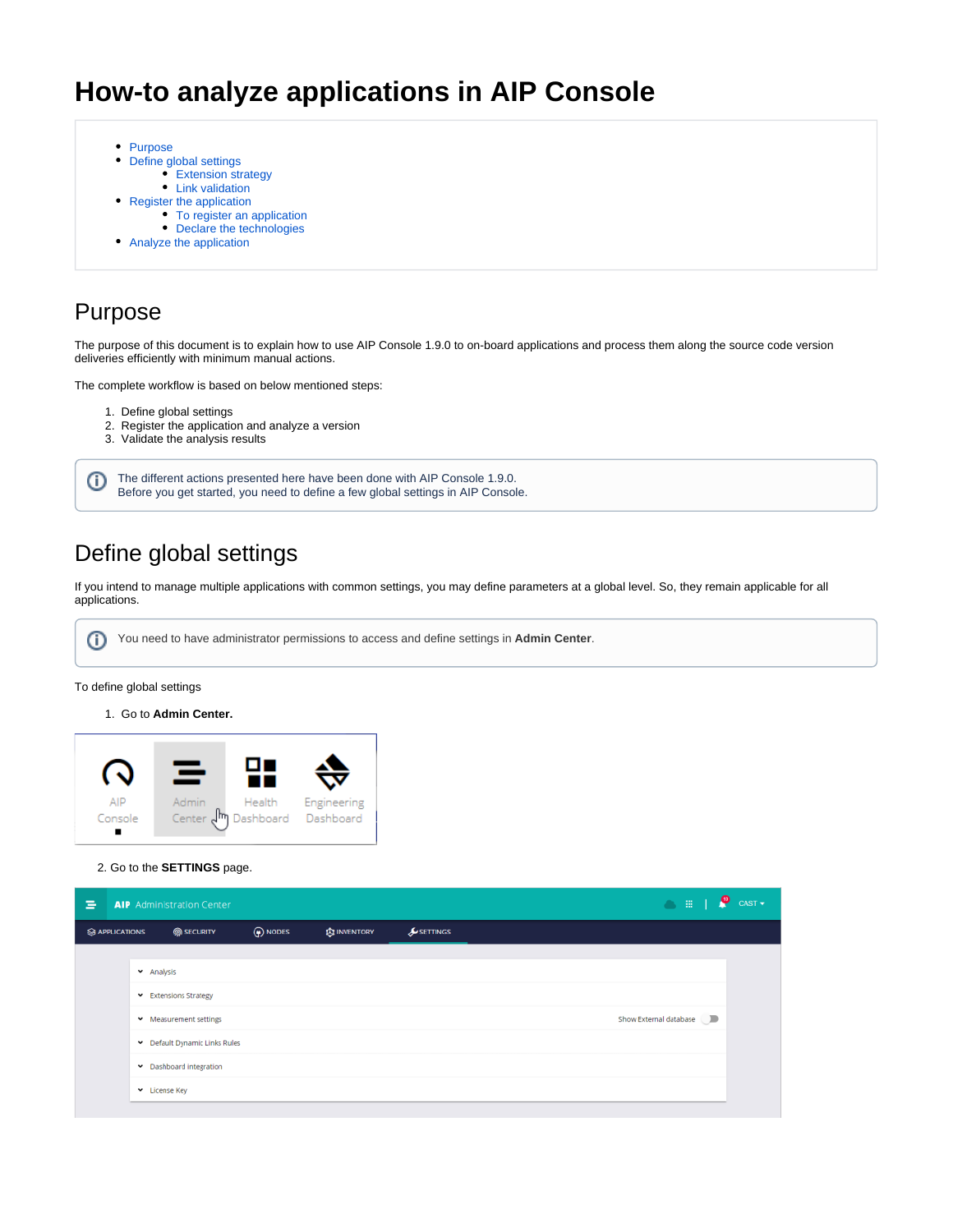# How-to analyze applications in AIP Console

- Purpose
- Define global settings
  - Extension strategy
  - Link validation
- Register the application
  - To register an application
  - Declare the technologies
- Analyze the application

## Purpose

The purpose of this document is to explain how to use AIP Console 1.9.0 to on-board applications and process them along the source code version deliveries efficiently with minimum manual actions.

The complete workflow is based on below mentioned steps:

1. Define global settings
2. Register the application and analyze a version
3. Validate the analysis results

> The different actions presented here have been done with AIP Console 1.9.0.
> Before you get started, you need to define a few global settings in AIP Console.

## Define global settings

If you intend to manage multiple applications with common settings, you may define parameters at a global level. So, they remain applicable for all applications.

> You need to have administrator permissions to access and define settings in **Admin Center**.

To define global settings

1. Go to **Admin Center.**

2. Go to the **SETTINGS** page.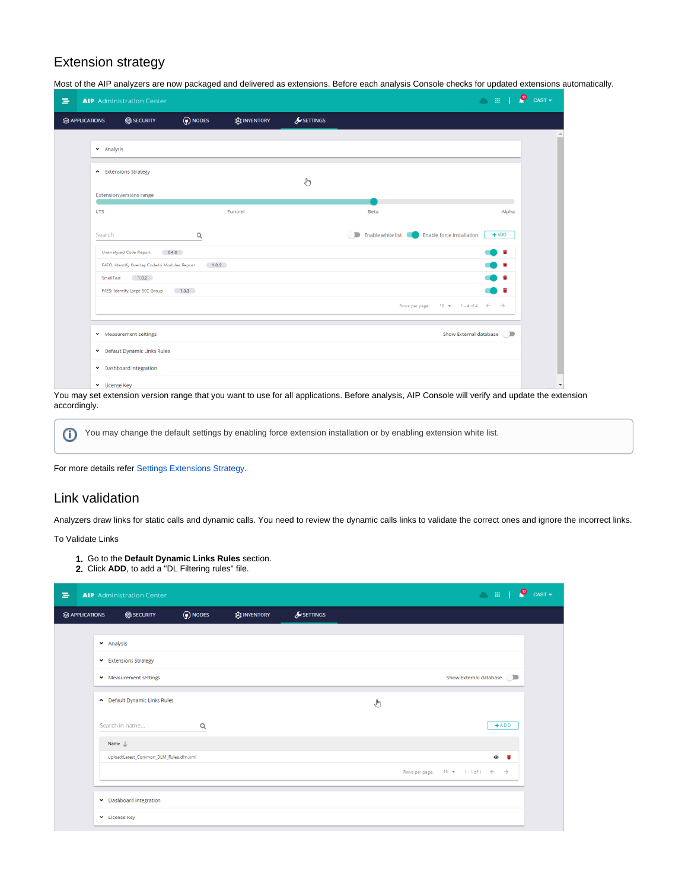## Extension strategy

Most of the AIP analyzers are now packaged and delivered as extensions. Before each analysis Console checks for updated extensions automatically.

You may set extension version range that you want to use for all applications. Before analysis, AIP Console will verify and update the extension accordingly.

> You may change the default settings by enabling force extension installation or by enabling extension white list.

For more details refer Settings Extensions Strategy.

## Link validation

Analyzers draw links for static calls and dynamic calls. You need to review the dynamic calls links to validate the correct ones and ignore the incorrect links.

To Validate Links

1. Go to the **Default Dynamic Links Rules** section.
2. Click **ADD**, to add a "DL Filtering rules" file.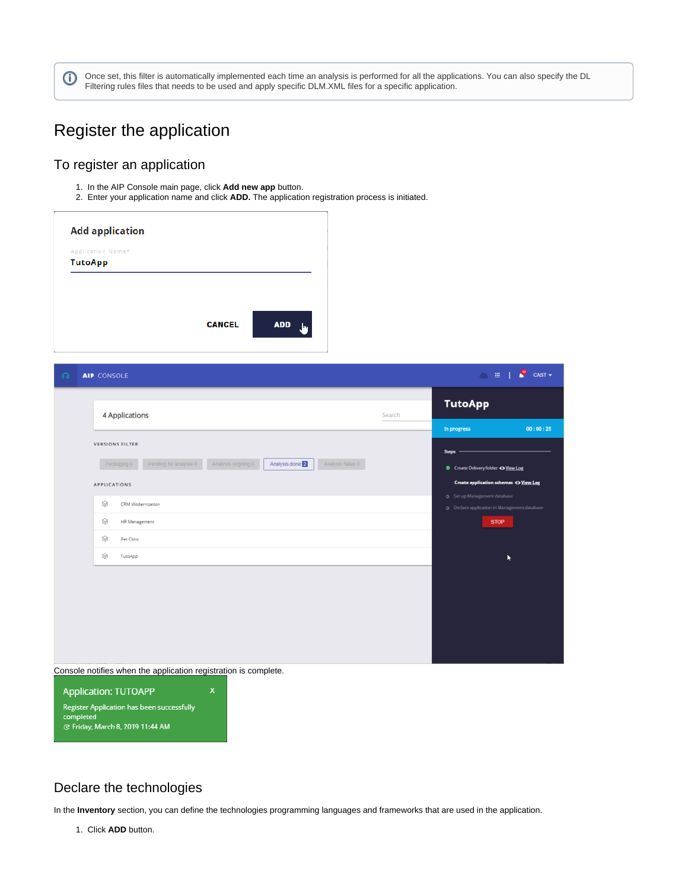> ⓘ Once set, this filter is automatically implemented each time an analysis is performed for all the applications. You can also specify the DL Filtering rules files that needs to be used and apply specific DLM.XML files for a specific application.

# Register the application

## To register an application

1. In the AIP Console main page, click **Add new app** button.
2. Enter your application name and click **ADD.** The application registration process is initiated.

Console notifies when the application registration is complete.

## Declare the technologies

In the **Inventory** section, you can define the technologies programming languages and frameworks that are used in the application.

1. Click **ADD** button.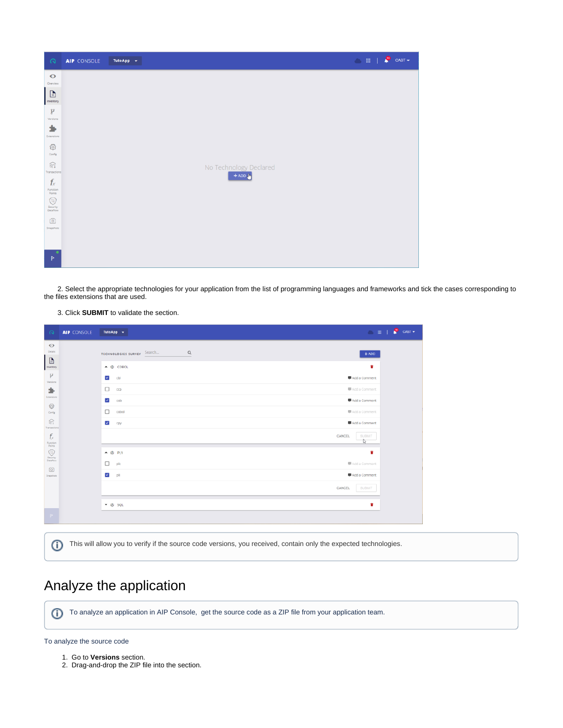2. Select the appropriate technologies for your application from the list of programming languages and frameworks and tick the cases corresponding to the files extensions that are used.

3. Click **SUBMIT** to validate the section.

This will allow you to verify if the source code versions, you received, contain only the expected technologies.

# Analyze the application

To analyze an application in AIP Console, get the source code as a ZIP file from your application team.

To analyze the source code

1. Go to **Versions** section.
2. Drag-and-drop the ZIP file into the section.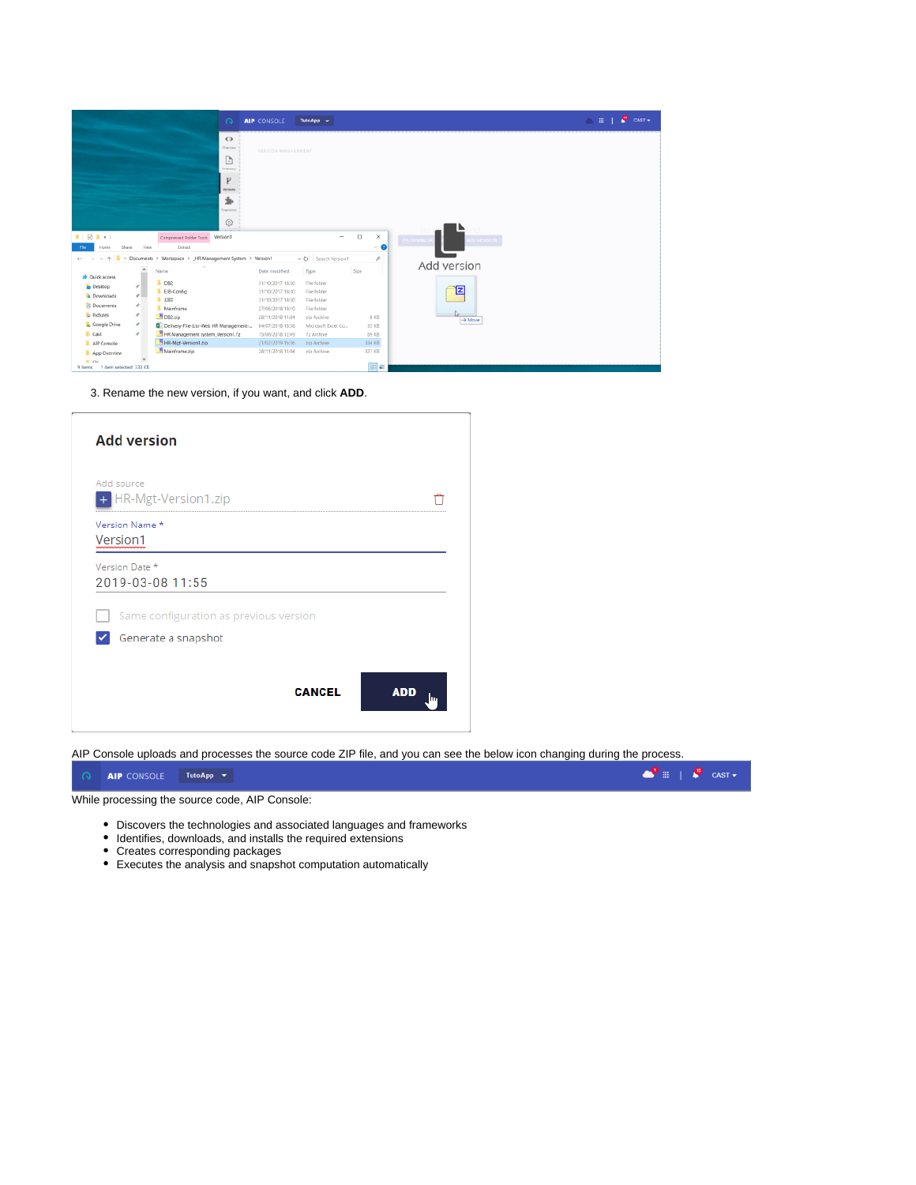3. Rename the new version, if you want, and click **ADD**.

AIP Console uploads and processes the source code ZIP file, and you can see the below icon changing during the process.

While processing the source code, AIP Console:

- Discovers the technologies and associated languages and frameworks
- Identifies, downloads, and installs the required extensions
- Creates corresponding packages
- Executes the analysis and snapshot computation automatically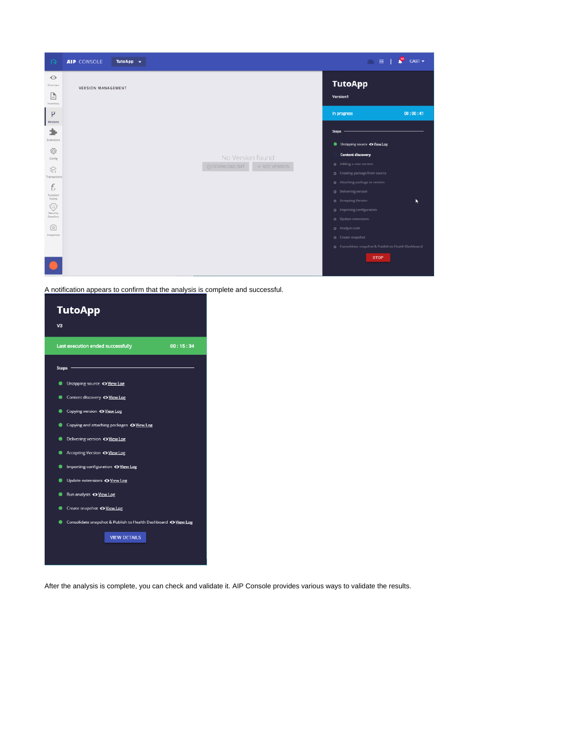A notification appears to confirm that the analysis is complete and successful.

After the analysis is complete, you can check and validate it. AIP Console provides various ways to validate the results.